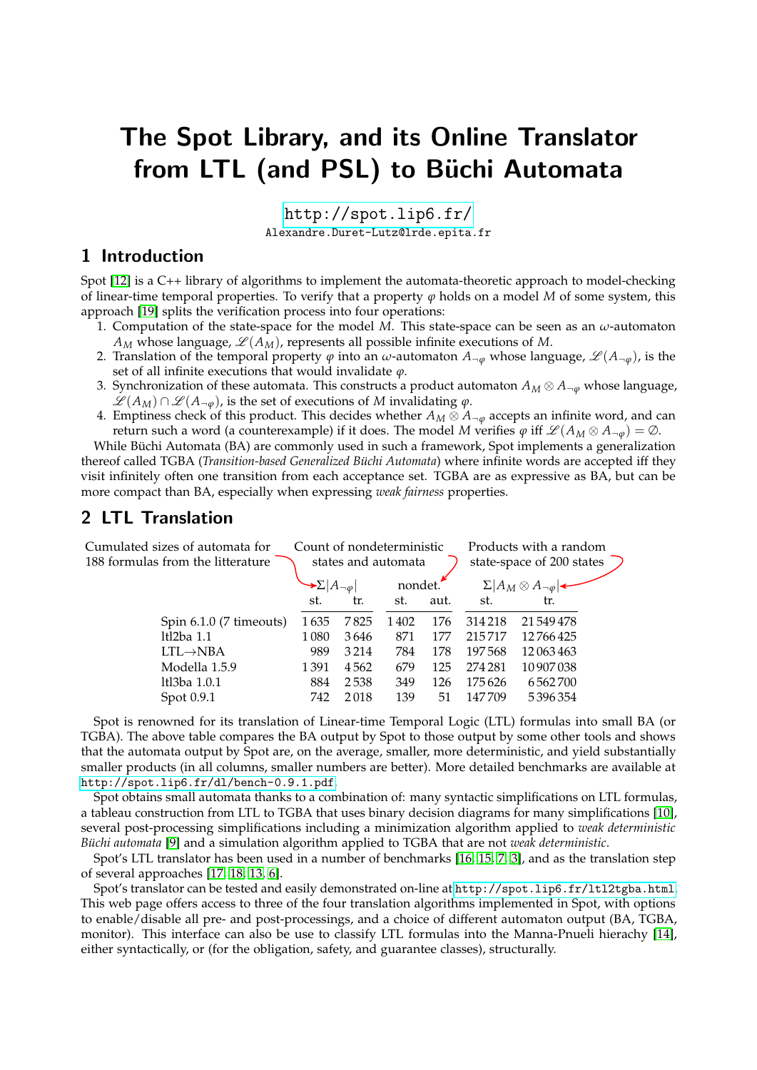# The Spot Library, and its Online Translator from LTL (and PSL) to Büchi Automata

http://spot.lip6.fr/

Alexandre.Duret-Lutz@lrde.epita.fr

## 1 Introduction

Spot [12] is a C++ library of algorithms to implement the automata-theoretic approach to model-checking of linear-time temporal properties. To verify that a property $\varphi$ holds on a model $M$ of some system, this approach [19] splits the verification process into four operations:

1. Computation of the state-space for the model $M$. This state-space can be seen as an $\omega$-automaton $A_M$ whose language, $\mathscr{L}(A_M)$, represents all possible infinite executions of $M$.
2. Translation of the temporal property $\varphi$ into an $\omega$-automaton $A_{\neg\varphi}$ whose language, $\mathscr{L}(A_{\neg\varphi})$, is the set of all infinite executions that would invalidate $\varphi$.
3. Synchronization of these automata. This constructs a product automaton $A_M \otimes A_{\neg\varphi}$ whose language, $\mathscr{L}(A_M) \cap \mathscr{L}(A_{\neg\varphi})$, is the set of executions of $M$ invalidating $\varphi$.
4. Emptiness check of this product. This decides whether $A_M \otimes A_{\neg\varphi}$ accepts an infinite word, and can return such a word (a counterexample) if it does. The model $M$ verifies $\varphi$ iff $\mathscr{L}(A_M \otimes A_{\neg\varphi}) = \emptyset$.

While Büchi Automata (BA) are commonly used in such a framework, Spot implements a generalization thereof called TGBA (*Transition-based Generalized Büchi Automata*) where infinite words are accepted iff they visit infinitely often one transition from each acceptance set. TGBA are as expressive as BA, but can be more compact than BA, especially when expressing *weak fairness* properties.

## 2 LTL Translation

Cumulated sizes of automata for 188 formulas from the litterature → $\Sigma|A_{\neg\varphi}|$

Count of nondeterministic states and automata → nondet.

Products with a random state-space of 200 states → $\Sigma|A_M \otimes A_{\neg\varphi}|$

| | $\Sigma\vert A_{\neg\varphi}\vert$ | | nondet. | | $\Sigma\vert A_M \otimes A_{\neg\varphi}\vert$ | |
|---|---|---|---|---|---|---|
| | st. | tr. | st. | aut. | st. | tr. |
| Spin 6.1.0 (7 timeouts) | 1 635 | 7 825 | 1 402 | 176 | 314 218 | 21 549 478 |
| ltl2ba 1.1 | 1 080 | 3 646 | 871 | 177 | 215 717 | 12 766 425 |
| LTL→NBA | 989 | 3 214 | 784 | 178 | 197 568 | 12 063 463 |
| Modella 1.5.9 | 1 391 | 4 562 | 679 | 125 | 274 281 | 10 907 038 |
| ltl3ba 1.0.1 | 884 | 2 538 | 349 | 126 | 175 626 | 6 562 700 |
| Spot 0.9.1 | 742 | 2 018 | 139 | 51 | 147 709 | 5 396 354 |

Spot is renowned for its translation of Linear-time Temporal Logic (LTL) formulas into small BA (or TGBA). The above table compares the BA output by Spot to those output by some other tools and shows that the automata output by Spot are, on the average, smaller, more deterministic, and yield substantially smaller products (in all columns, smaller numbers are better). More detailed benchmarks are available at http://spot.lip6.fr/dl/bench-0.9.1.pdf.

Spot obtains small automata thanks to a combination of: many syntactic simplifications on LTL formulas, a tableau construction from LTL to TGBA that uses binary decision diagrams for many simplifications [10], several post-processing simplifications including a minimization algorithm applied to *weak deterministic Büchi automata* [9] and a simulation algorithm applied to TGBA that are not *weak deterministic*.

Spot's LTL translator has been used in a number of benchmarks [16, 15, 7, 3], and as the translation step of several approaches [17, 18, 13, 6].

Spot's translator can be tested and easily demonstrated on-line at http://spot.lip6.fr/ltl2tgba.html. This web page offers access to three of the four translation algorithms implemented in Spot, with options to enable/disable all pre- and post-processings, and a choice of different automaton output (BA, TGBA, monitor). This interface can also be use to classify LTL formulas into the Manna-Pnueli hierachy [14], either syntactically, or (for the obligation, safety, and guarantee classes), structurally.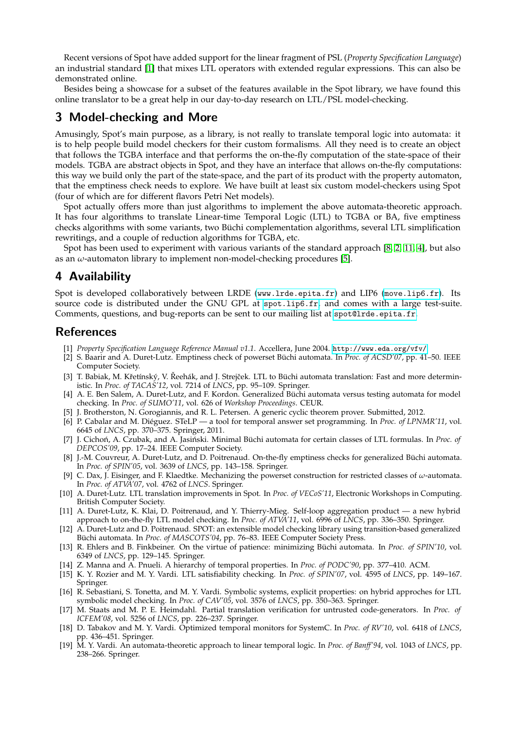Recent versions of Spot have added support for the linear fragment of PSL (*Property Specification Language*) an industrial standard [1] that mixes LTL operators with extended regular expressions. This can also be demonstrated online.

Besides being a showcase for a subset of the features available in the Spot library, we have found this online translator to be a great help in our day-to-day research on LTL/PSL model-checking.

## 3 Model-checking and More

Amusingly, Spot's main purpose, as a library, is not really to translate temporal logic into automata: it is to help people build model checkers for their custom formalisms. All they need is to create an object that follows the TGBA interface and that performs the on-the-fly computation of the state-space of their models. TGBA are abstract objects in Spot, and they have an interface that allows on-the-fly computations: this way we build only the part of the state-space, and the part of its product with the property automaton, that the emptiness check needs to explore. We have built at least six custom model-checkers using Spot (four of which are for different flavors Petri Net models).

Spot actually offers more than just algorithms to implement the above automata-theoretic approach. It has four algorithms to translate Linear-time Temporal Logic (LTL) to TGBA or BA, five emptiness checks algorithms with some variants, two Büchi complementation algorithms, several LTL simplification rewritings, and a couple of reduction algorithms for TGBA, etc.

Spot has been used to experiment with various variants of the standard approach [8, 2, 11, 4], but also as an $\omega$-automaton library to implement non-model-checking procedures [5].

## 4 Availability

Spot is developed collaboratively between LRDE (`www.lrde.epita.fr`) and LIP6 (`move.lip6.fr`). Its source code is distributed under the GNU GPL at `spot.lip6.fr`, and comes with a large test-suite. Comments, questions, and bug-reports can be sent to our mailing list at `spot@lrde.epita.fr`.

## References

[1] *Property Specification Language Reference Manual v1.1*. Accellera, June 2004. `http://www.eda.org/vfv/`

[2] S. Baarir and A. Duret-Lutz. Emptiness check of powerset Büchi automata. In *Proc. of ACSD'07*, pp. 41–50. IEEE Computer Society.

[3] T. Babiak, M. Křetínský, V. Řeehák, and J. Strejček. LTL to Büchi automata translation: Fast and more deterministic. In *Proc. of TACAS'12*, vol. 7214 of *LNCS*, pp. 95–109. Springer.

[4] A. E. Ben Salem, A. Duret-Lutz, and F. Kordon. Generalized Büchi automata versus testing automata for model checking. In *Proc. of SUMO'11*, vol. 626 of *Workshop Proceedings*. CEUR.

[5] J. Brotherston, N. Gorogiannis, and R. L. Petersen. A generic cyclic theorem prover. Submitted, 2012.

[6] P. Cabalar and M. Diéguez. STeLP — a tool for temporal answer set programming. In *Proc. of LPNMR'11*, vol. 6645 of *LNCS*, pp. 370–375. Springer, 2011.

[7] J. Cichoń, A. Czubak, and A. Jasiński. Minimal Büchi automata for certain classes of LTL formulas. In *Proc. of DEPCOS'09*, pp. 17–24. IEEE Computer Society.

[8] J.-M. Couvreur, A. Duret-Lutz, and D. Poitrenaud. On-the-fly emptiness checks for generalized Büchi automata. In *Proc. of SPIN'05*, vol. 3639 of *LNCS*, pp. 143–158. Springer.

[9] C. Dax, J. Eisinger, and F. Klaedtke. Mechanizing the powerset construction for restricted classes of $\omega$-automata. In *Proc. of ATVA'07*, vol. 4762 of *LNCS*. Springer.

[10] A. Duret-Lutz. LTL translation improvements in Spot. In *Proc. of VECoS'11*, Electronic Workshops in Computing. British Computer Society.

[11] A. Duret-Lutz, K. Klai, D. Poitrenaud, and Y. Thierry-Mieg. Self-loop aggregation product — a new hybrid approach to on-the-fly LTL model checking. In *Proc. of ATVA'11*, vol. 6996 of *LNCS*, pp. 336–350. Springer.

[12] A. Duret-Lutz and D. Poitrenaud. SPOT: an extensible model checking library using transition-based generalized Büchi automata. In *Proc. of MASCOTS'04*, pp. 76–83. IEEE Computer Society Press.

[13] R. Ehlers and B. Finkbeiner. On the virtue of patience: minimizing Büchi automata. In *Proc. of SPIN'10*, vol. 6349 of *LNCS*, pp. 129–145. Springer.

[14] Z. Manna and A. Pnueli. A hierarchy of temporal properties. In *Proc. of PODC'90*, pp. 377–410. ACM.

[15] K. Y. Rozier and M. Y. Vardi. LTL satisfiability checking. In *Proc. of SPIN'07*, vol. 4595 of *LNCS*, pp. 149–167. Springer.

[16] R. Sebastiani, S. Tonetta, and M. Y. Vardi. Symbolic systems, explicit properties: on hybrid approches for LTL symbolic model checking. In *Proc. of CAV'05*, vol. 3576 of *LNCS*, pp. 350–363. Springer.

[17] M. Staats and M. P. E. Heimdahl. Partial translation verification for untrusted code-generators. In *Proc. of ICFEM'08*, vol. 5256 of *LNCS*, pp. 226–237. Springer.

[18] D. Tabakov and M. Y. Vardi. Optimized temporal monitors for SystemC. In *Proc. of RV'10*, vol. 6418 of *LNCS*, pp. 436–451. Springer.

[19] M. Y. Vardi. An automata-theoretic approach to linear temporal logic. In *Proc. of Banff'94*, vol. 1043 of *LNCS*, pp. 238–266. Springer.